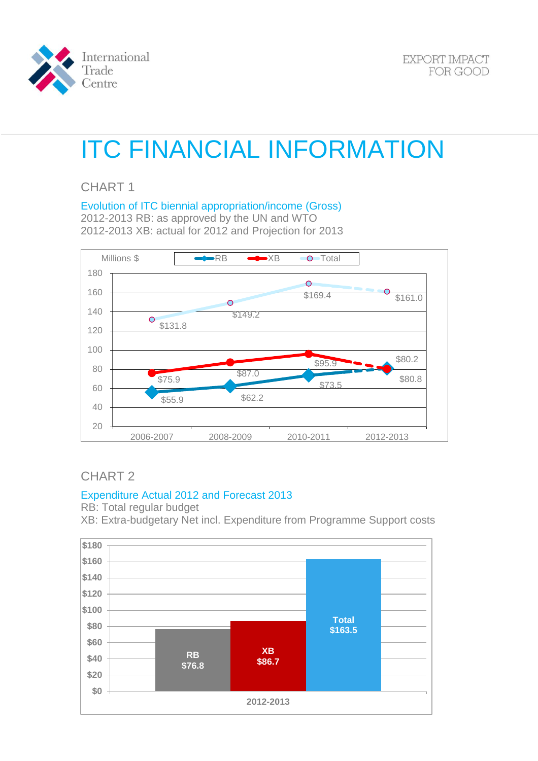International Trade Centre

EXPORT IMPACT FOR GOOD

# ITC FINANCIAL INFORMATION

## CHART 1

### Evolution of ITC biennial appropriation/income (Gross)

2012-2013 RB: as approved by the UN and WTO
2012-2013 XB: actual for 2012 and Projection for 2013

Millions $

RB
XB
Total

180
160
140
120
100
80
60
40
20

$131.8
$149.2
$169.4
$161.0
$75.9
$87.0
$95.9
$80.2
$55.9
$62.2
$73.5
$80.8

2006-2007
2008-2009
2010-2011
2012-2013

## CHART 2

### Expenditure Actual 2012 and Forecast 2013

RB: Total regular budget
XB: Extra-budgetary Net incl. Expenditure from Programme Support costs

$180
$160
$140
$120
$100
$80
$60
$40
$20
$0

RB
$76.8

XB
$86.7

Total
$163.5

2012-2013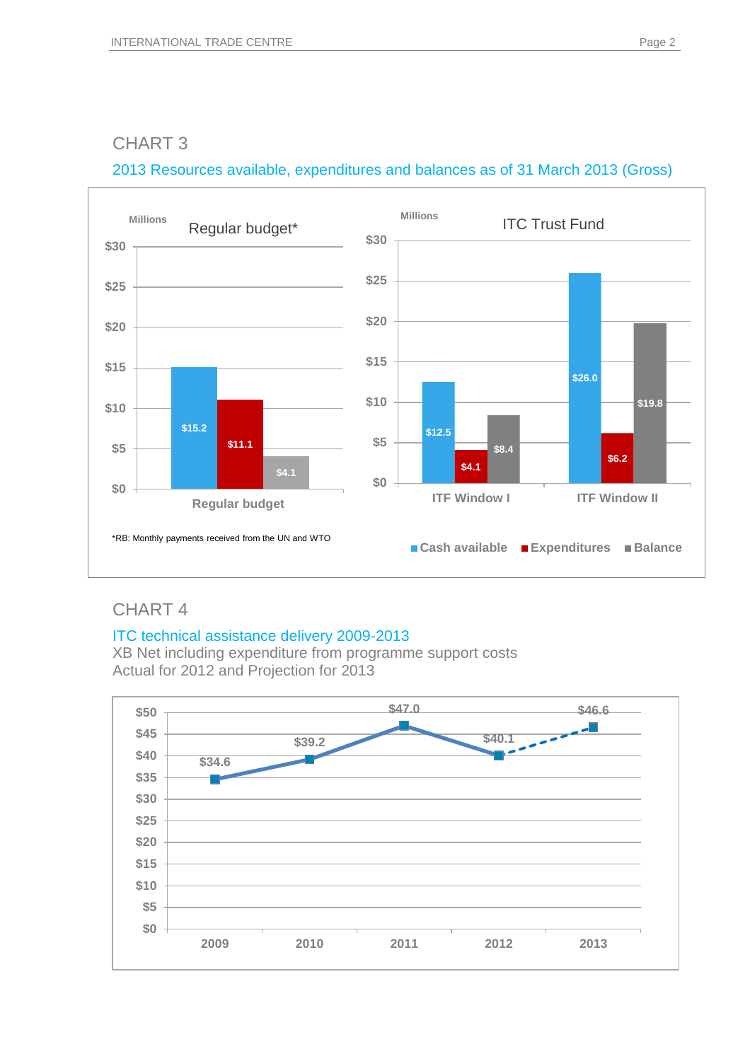## CHART 3

2013 Resources available, expenditures and balances as of 31 March 2013 (Gross)

Millions

Regular budget*

$30
$25
$20
$15
$10
$5
$0

$15.2
$11.1
$4.1

Regular budget

*RB: Monthly payments received from the UN and WTO

Millions

ITC Trust Fund

$30
$25
$20
$15
$10
$5
$0

$12.5
$4.1
$8.4
$26.0
$6.2
$19.8

ITF Window I
ITF Window II

Cash available
Expenditures
Balance

## CHART 4

ITC technical assistance delivery 2009-2013

XB Net including expenditure from programme support costs
Actual for 2012 and Projection for 2013

$50
$45
$40
$35
$30
$25
$20
$15
$10
$5
$0

$34.6
$39.2
$47.0
$40.1
$46.6

2009
2010
2011
2012
2013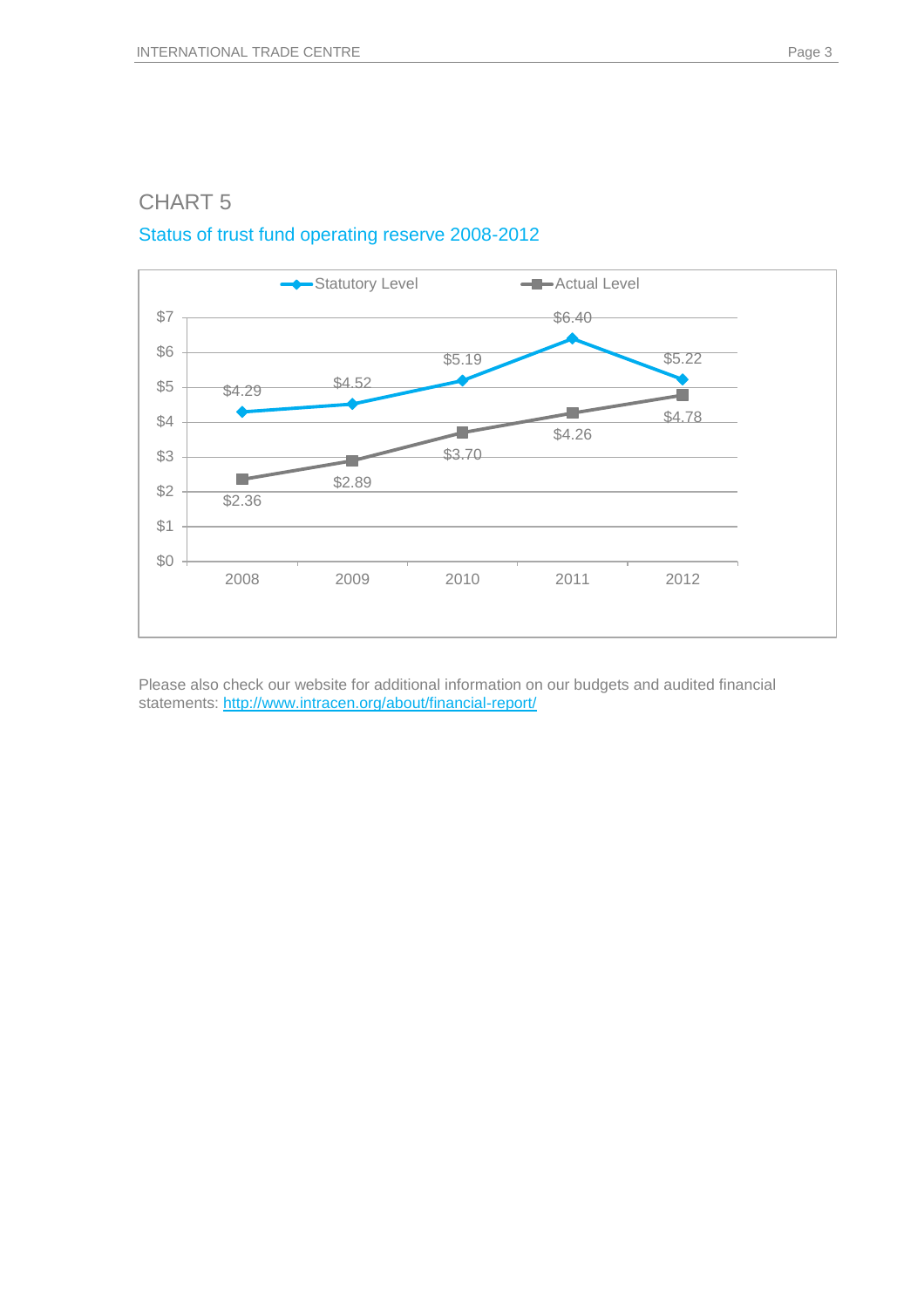## CHART 5

### Status of trust fund operating reserve 2008-2012

Statutory Level
Actual Level

$7
$6
$5
$4
$3
$2
$1
$0

2008
2009
2010
2011
2012

$4.29
$4.52
$5.19
$6.40
$5.22

$2.36
$2.89
$3.70
$4.26
$4.78

Please also check our website for additional information on our budgets and audited financial statements: [http://www.intracen.org/about/financial-report/](http://www.intracen.org/about/financial-report/)